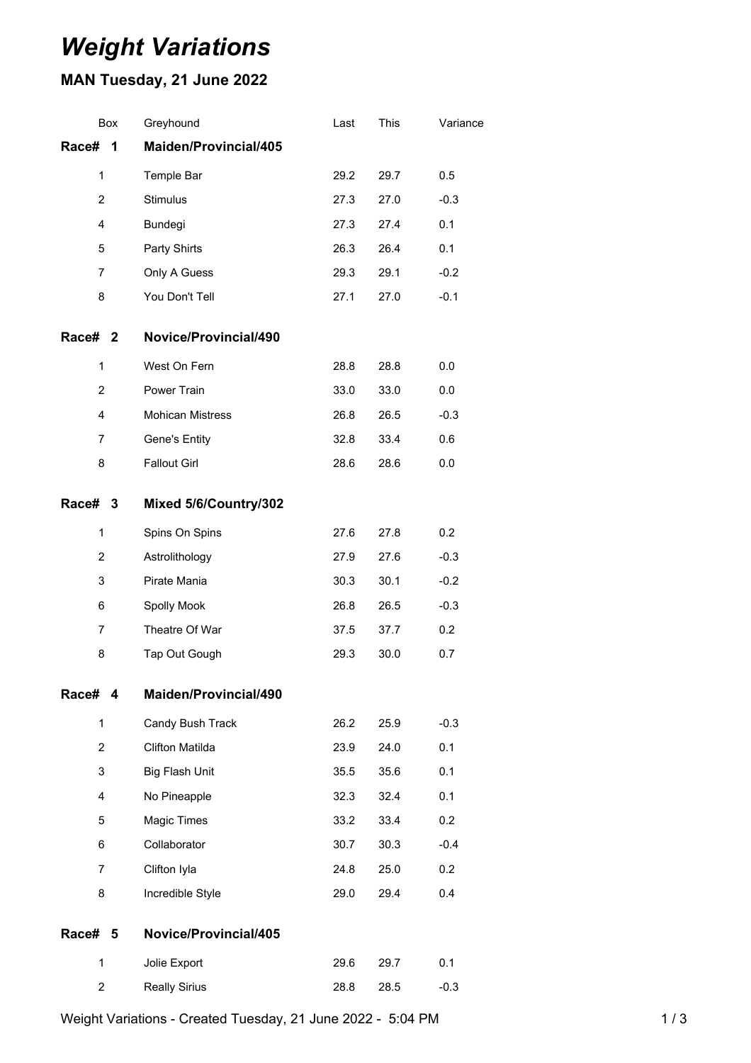# *Weight Variations*

## MAN Tuesday, 21 June 2022

| Box | Greyhound | Last | This | Variance |
|---|---|---|---|---|
| **Race# 1** | **Maiden/Provincial/405** | | | |
| 1 | Temple Bar | 29.2 | 29.7 | 0.5 |
| 2 | Stimulus | 27.3 | 27.0 | -0.3 |
| 4 | Bundegi | 27.3 | 27.4 | 0.1 |
| 5 | Party Shirts | 26.3 | 26.4 | 0.1 |
| 7 | Only A Guess | 29.3 | 29.1 | -0.2 |
| 8 | You Don't Tell | 27.1 | 27.0 | -0.1 |
| **Race# 2** | **Novice/Provincial/490** | | | |
| 1 | West On Fern | 28.8 | 28.8 | 0.0 |
| 2 | Power Train | 33.0 | 33.0 | 0.0 |
| 4 | Mohican Mistress | 26.8 | 26.5 | -0.3 |
| 7 | Gene's Entity | 32.8 | 33.4 | 0.6 |
| 8 | Fallout Girl | 28.6 | 28.6 | 0.0 |
| **Race# 3** | **Mixed 5/6/Country/302** | | | |
| 1 | Spins On Spins | 27.6 | 27.8 | 0.2 |
| 2 | Astrolithology | 27.9 | 27.6 | -0.3 |
| 3 | Pirate Mania | 30.3 | 30.1 | -0.2 |
| 6 | Spolly Mook | 26.8 | 26.5 | -0.3 |
| 7 | Theatre Of War | 37.5 | 37.7 | 0.2 |
| 8 | Tap Out Gough | 29.3 | 30.0 | 0.7 |
| **Race# 4** | **Maiden/Provincial/490** | | | |
| 1 | Candy Bush Track | 26.2 | 25.9 | -0.3 |
| 2 | Clifton Matilda | 23.9 | 24.0 | 0.1 |
| 3 | Big Flash Unit | 35.5 | 35.6 | 0.1 |
| 4 | No Pineapple | 32.3 | 32.4 | 0.1 |
| 5 | Magic Times | 33.2 | 33.4 | 0.2 |
| 6 | Collaborator | 30.7 | 30.3 | -0.4 |
| 7 | Clifton Iyla | 24.8 | 25.0 | 0.2 |
| 8 | Incredible Style | 29.0 | 29.4 | 0.4 |
| **Race# 5** | **Novice/Provincial/405** | | | |
| 1 | Jolie Export | 29.6 | 29.7 | 0.1 |
| 2 | Really Sirius | 28.8 | 28.5 | -0.3 |

Weight Variations - Created Tuesday, 21 June 2022 - 5:04 PM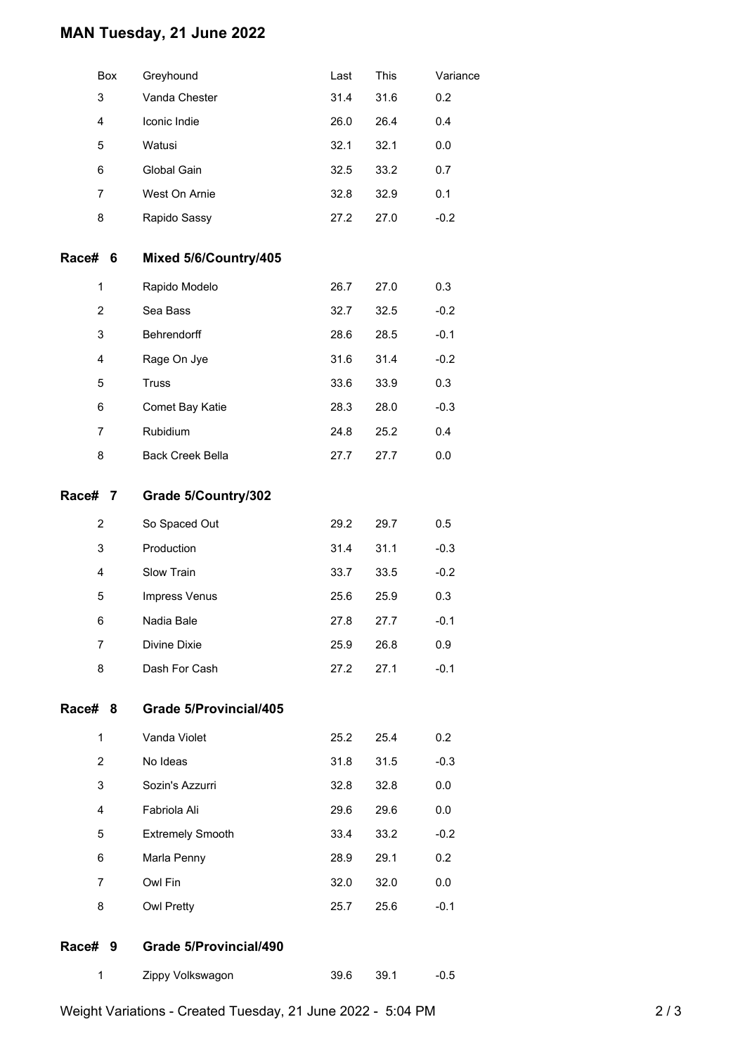# MAN Tuesday, 21 June 2022

| Box | Greyhound | Last | This | Variance |
|---|---|---|---|---|
| 3 | Vanda Chester | 31.4 | 31.6 | 0.2 |
| 4 | Iconic Indie | 26.0 | 26.4 | 0.4 |
| 5 | Watusi | 32.1 | 32.1 | 0.0 |
| 6 | Global Gain | 32.5 | 33.2 | 0.7 |
| 7 | West On Arnie | 32.8 | 32.9 | 0.1 |
| 8 | Rapido Sassy | 27.2 | 27.0 | -0.2 |

## Race# 6 Mixed 5/6/Country/405

| Box | Greyhound | Last | This | Variance |
|---|---|---|---|---|
| 1 | Rapido Modelo | 26.7 | 27.0 | 0.3 |
| 2 | Sea Bass | 32.7 | 32.5 | -0.2 |
| 3 | Behrendorff | 28.6 | 28.5 | -0.1 |
| 4 | Rage On Jye | 31.6 | 31.4 | -0.2 |
| 5 | Truss | 33.6 | 33.9 | 0.3 |
| 6 | Comet Bay Katie | 28.3 | 28.0 | -0.3 |
| 7 | Rubidium | 24.8 | 25.2 | 0.4 |
| 8 | Back Creek Bella | 27.7 | 27.7 | 0.0 |

## Race# 7 Grade 5/Country/302

| Box | Greyhound | Last | This | Variance |
|---|---|---|---|---|
| 2 | So Spaced Out | 29.2 | 29.7 | 0.5 |
| 3 | Production | 31.4 | 31.1 | -0.3 |
| 4 | Slow Train | 33.7 | 33.5 | -0.2 |
| 5 | Impress Venus | 25.6 | 25.9 | 0.3 |
| 6 | Nadia Bale | 27.8 | 27.7 | -0.1 |
| 7 | Divine Dixie | 25.9 | 26.8 | 0.9 |
| 8 | Dash For Cash | 27.2 | 27.1 | -0.1 |

## Race# 8 Grade 5/Provincial/405

| Box | Greyhound | Last | This | Variance |
|---|---|---|---|---|
| 1 | Vanda Violet | 25.2 | 25.4 | 0.2 |
| 2 | No Ideas | 31.8 | 31.5 | -0.3 |
| 3 | Sozin's Azzurri | 32.8 | 32.8 | 0.0 |
| 4 | Fabriola Ali | 29.6 | 29.6 | 0.0 |
| 5 | Extremely Smooth | 33.4 | 33.2 | -0.2 |
| 6 | Marla Penny | 28.9 | 29.1 | 0.2 |
| 7 | Owl Fin | 32.0 | 32.0 | 0.0 |
| 8 | Owl Pretty | 25.7 | 25.6 | -0.1 |

## Race# 9 Grade 5/Provincial/490

| Box | Greyhound | Last | This | Variance |
|---|---|---|---|---|
| 1 | Zippy Volkswagon | 39.6 | 39.1 | -0.5 |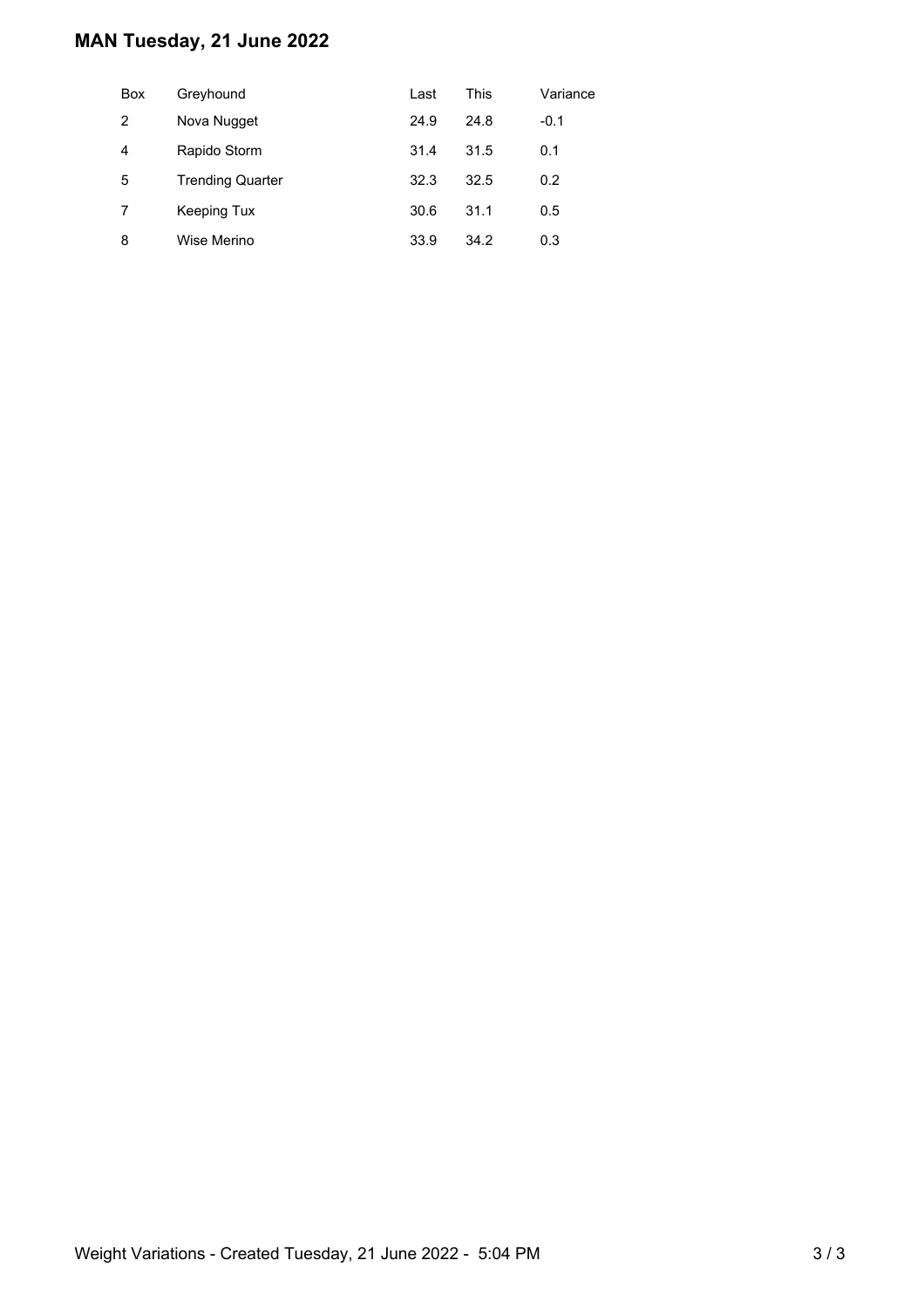## MAN Tuesday, 21 June 2022

| Box | Greyhound | Last | This | Variance |
| --- | --- | --- | --- | --- |
| 2 | Nova Nugget | 24.9 | 24.8 | -0.1 |
| 4 | Rapido Storm | 31.4 | 31.5 | 0.1 |
| 5 | Trending Quarter | 32.3 | 32.5 | 0.2 |
| 7 | Keeping Tux | 30.6 | 31.1 | 0.5 |
| 8 | Wise Merino | 33.9 | 34.2 | 0.3 |